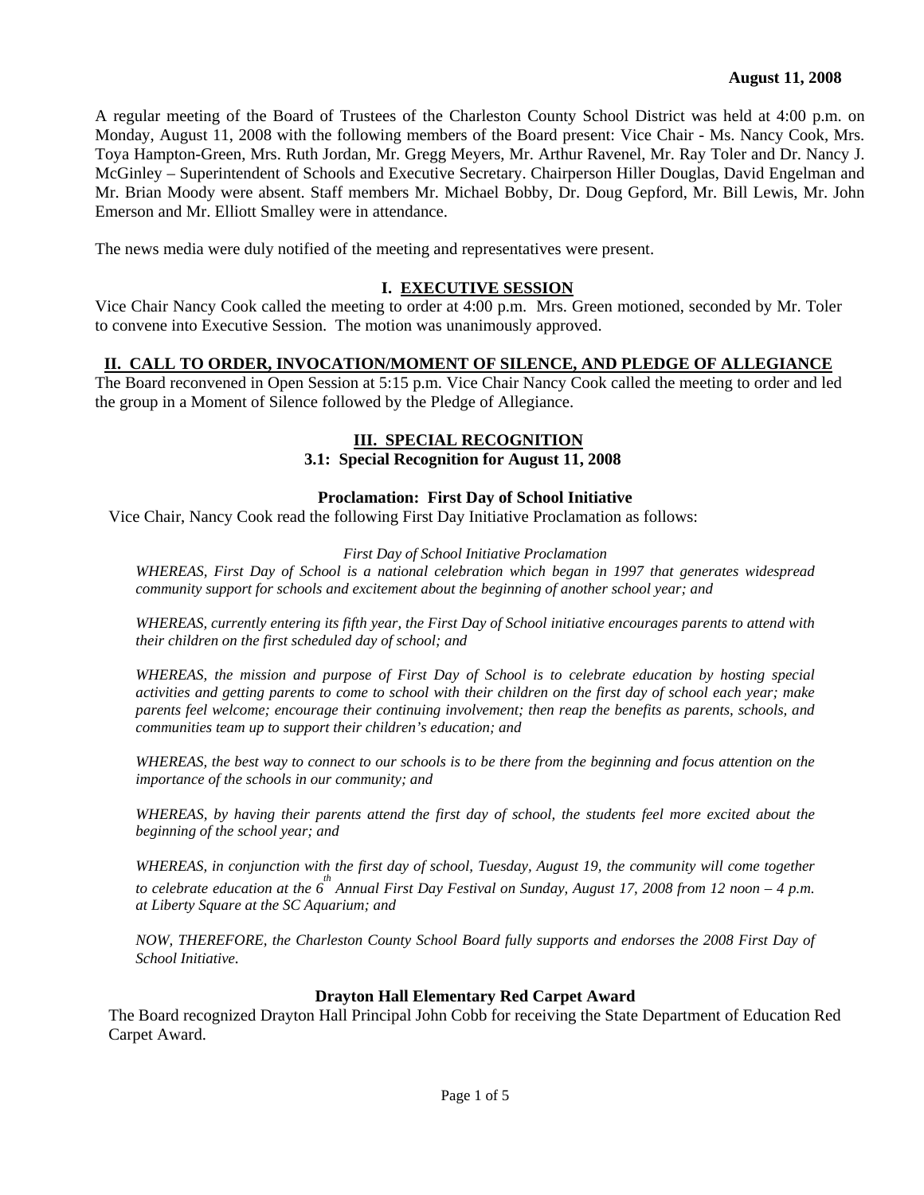**August 11, 2008**

A regular meeting of the Board of Trustees of the Charleston County School District was held at 4:00 p.m. on Monday, August 11, 2008 with the following members of the Board present: Vice Chair - Ms. Nancy Cook, Mrs. Toya Hampton-Green, Mrs. Ruth Jordan, Mr. Gregg Meyers, Mr. Arthur Ravenel, Mr. Ray Toler and Dr. Nancy J. McGinley – Superintendent of Schools and Executive Secretary. Chairperson Hiller Douglas, David Engelman and Mr. Brian Moody were absent. Staff members Mr. Michael Bobby, Dr. Doug Gepford, Mr. Bill Lewis, Mr. John Emerson and Mr. Elliott Smalley were in attendance.

The news media were duly notified of the meeting and representatives were present.

## I. EXECUTIVE SESSION

Vice Chair Nancy Cook called the meeting to order at 4:00 p.m. Mrs. Green motioned, seconded by Mr. Toler to convene into Executive Session. The motion was unanimously approved.

## II. CALL TO ORDER, INVOCATION/MOMENT OF SILENCE, AND PLEDGE OF ALLEGIANCE

The Board reconvened in Open Session at 5:15 p.m. Vice Chair Nancy Cook called the meeting to order and led the group in a Moment of Silence followed by the Pledge of Allegiance.

## III. SPECIAL RECOGNITION

### 3.1: Special Recognition for August 11, 2008

#### Proclamation: First Day of School Initiative

Vice Chair, Nancy Cook read the following First Day Initiative Proclamation as follows:

*First Day of School Initiative Proclamation*

*WHEREAS, First Day of School is a national celebration which began in 1997 that generates widespread community support for schools and excitement about the beginning of another school year; and*

*WHEREAS, currently entering its fifth year, the First Day of School initiative encourages parents to attend with their children on the first scheduled day of school; and*

*WHEREAS, the mission and purpose of First Day of School is to celebrate education by hosting special activities and getting parents to come to school with their children on the first day of school each year; make parents feel welcome; encourage their continuing involvement; then reap the benefits as parents, schools, and communities team up to support their children's education; and*

*WHEREAS, the best way to connect to our schools is to be there from the beginning and focus attention on the importance of the schools in our community; and*

*WHEREAS, by having their parents attend the first day of school, the students feel more excited about the beginning of the school year; and*

*WHEREAS, in conjunction with the first day of school, Tuesday, August 19, the community will come together to celebrate education at the 6th Annual First Day Festival on Sunday, August 17, 2008 from 12 noon – 4 p.m. at Liberty Square at the SC Aquarium; and*

*NOW, THEREFORE, the Charleston County School Board fully supports and endorses the 2008 First Day of School Initiative.*

#### Drayton Hall Elementary Red Carpet Award

The Board recognized Drayton Hall Principal John Cobb for receiving the State Department of Education Red Carpet Award.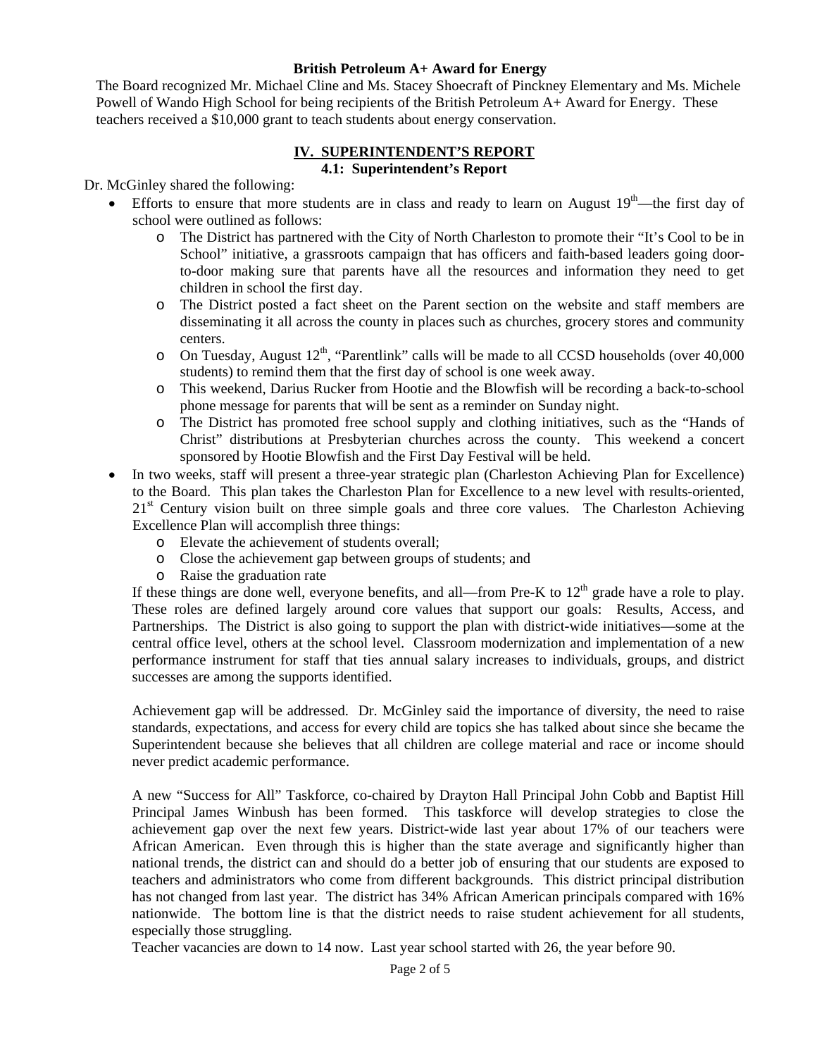**British Petroleum A+ Award for Energy**

The Board recognized Mr. Michael Cline and Ms. Stacey Shoecraft of Pinckney Elementary and Ms. Michele Powell of Wando High School for being recipients of the British Petroleum A+ Award for Energy. These teachers received a $10,000 grant to teach students about energy conservation.

## IV. SUPERINTENDENT'S REPORT

### 4.1: Superintendent's Report

Dr. McGinley shared the following:

- Efforts to ensure that more students are in class and ready to learn on August 19th—the first day of school were outlined as follows:
  - The District has partnered with the City of North Charleston to promote their "It's Cool to be in School" initiative, a grassroots campaign that has officers and faith-based leaders going door-to-door making sure that parents have all the resources and information they need to get children in school the first day.
  - The District posted a fact sheet on the Parent section on the website and staff members are disseminating it all across the county in places such as churches, grocery stores and community centers.
  - On Tuesday, August 12th, "Parentlink" calls will be made to all CCSD households (over 40,000 students) to remind them that the first day of school is one week away.
  - This weekend, Darius Rucker from Hootie and the Blowfish will be recording a back-to-school phone message for parents that will be sent as a reminder on Sunday night.
  - The District has promoted free school supply and clothing initiatives, such as the "Hands of Christ" distributions at Presbyterian churches across the county. This weekend a concert sponsored by Hootie Blowfish and the First Day Festival will be held.
- In two weeks, staff will present a three-year strategic plan (Charleston Achieving Plan for Excellence) to the Board. This plan takes the Charleston Plan for Excellence to a new level with results-oriented, 21st Century vision built on three simple goals and three core values. The Charleston Achieving Excellence Plan will accomplish three things:
  - Elevate the achievement of students overall;
  - Close the achievement gap between groups of students; and
  - Raise the graduation rate

  If these things are done well, everyone benefits, and all—from Pre-K to 12th grade have a role to play. These roles are defined largely around core values that support our goals: Results, Access, and Partnerships. The District is also going to support the plan with district-wide initiatives—some at the central office level, others at the school level. Classroom modernization and implementation of a new performance instrument for staff that ties annual salary increases to individuals, groups, and district successes are among the supports identified.

  Achievement gap will be addressed. Dr. McGinley said the importance of diversity, the need to raise standards, expectations, and access for every child are topics she has talked about since she became the Superintendent because she believes that all children are college material and race or income should never predict academic performance.

  A new "Success for All" Taskforce, co-chaired by Drayton Hall Principal John Cobb and Baptist Hill Principal James Winbush has been formed. This taskforce will develop strategies to close the achievement gap over the next few years. District-wide last year about 17% of our teachers were African American. Even through this is higher than the state average and significantly higher than national trends, the district can and should do a better job of ensuring that our students are exposed to teachers and administrators who come from different backgrounds. This district principal distribution has not changed from last year. The district has 34% African American principals compared with 16% nationwide. The bottom line is that the district needs to raise student achievement for all students, especially those struggling.

  Teacher vacancies are down to 14 now. Last year school started with 26, the year before 90.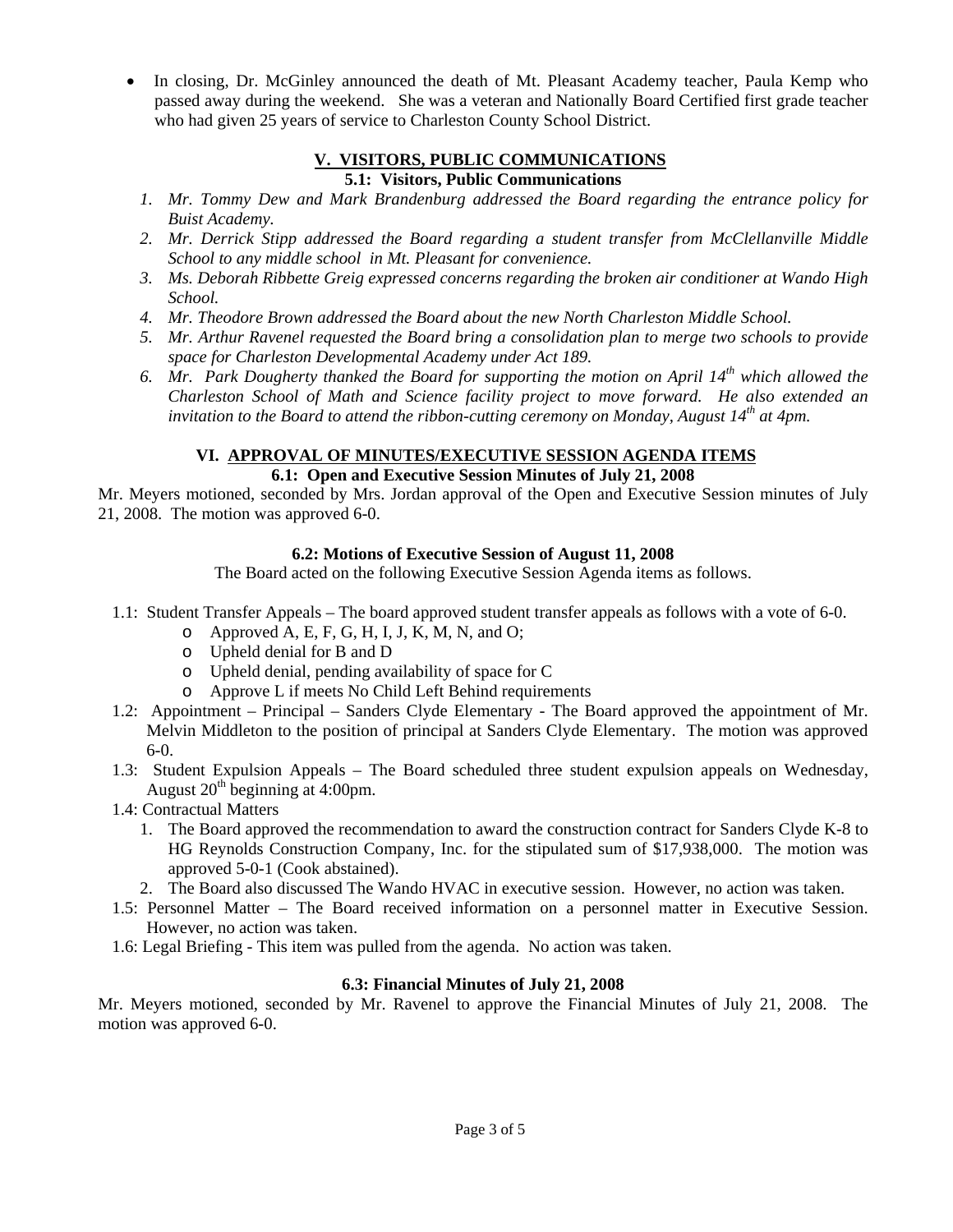- In closing, Dr. McGinley announced the death of Mt. Pleasant Academy teacher, Paula Kemp who passed away during the weekend. She was a veteran and Nationally Board Certified first grade teacher who had given 25 years of service to Charleston County School District.

## V. VISITORS, PUBLIC COMMUNICATIONS

### 5.1: Visitors, Public Communications

1. *Mr. Tommy Dew and Mark Brandenburg addressed the Board regarding the entrance policy for Buist Academy.*
2. *Mr. Derrick Stipp addressed the Board regarding a student transfer from McClellanville Middle School to any middle school in Mt. Pleasant for convenience.*
3. *Ms. Deborah Ribbette Greig expressed concerns regarding the broken air conditioner at Wando High School.*
4. *Mr. Theodore Brown addressed the Board about the new North Charleston Middle School.*
5. *Mr. Arthur Ravenel requested the Board bring a consolidation plan to merge two schools to provide space for Charleston Developmental Academy under Act 189.*
6. *Mr. Park Dougherty thanked the Board for supporting the motion on April 14th which allowed the Charleston School of Math and Science facility project to move forward. He also extended an invitation to the Board to attend the ribbon-cutting ceremony on Monday, August 14th at 4pm.*

## VI. APPROVAL OF MINUTES/EXECUTIVE SESSION AGENDA ITEMS

### 6.1: Open and Executive Session Minutes of July 21, 2008

Mr. Meyers motioned, seconded by Mrs. Jordan approval of the Open and Executive Session minutes of July 21, 2008. The motion was approved 6-0.

### 6.2: Motions of Executive Session of August 11, 2008

The Board acted on the following Executive Session Agenda items as follows.

- 1.1: Student Transfer Appeals – The board approved student transfer appeals as follows with a vote of 6-0.
  - Approved A, E, F, G, H, I, J, K, M, N, and O;
  - Upheld denial for B and D
  - Upheld denial, pending availability of space for C
  - Approve L if meets No Child Left Behind requirements
- 1.2: Appointment – Principal – Sanders Clyde Elementary - The Board approved the appointment of Mr. Melvin Middleton to the position of principal at Sanders Clyde Elementary. The motion was approved 6-0.
- 1.3: Student Expulsion Appeals – The Board scheduled three student expulsion appeals on Wednesday, August 20th beginning at 4:00pm.
- 1.4: Contractual Matters
  1. The Board approved the recommendation to award the construction contract for Sanders Clyde K-8 to HG Reynolds Construction Company, Inc. for the stipulated sum of $17,938,000. The motion was approved 5-0-1 (Cook abstained).
  2. The Board also discussed The Wando HVAC in executive session. However, no action was taken.
- 1.5: Personnel Matter – The Board received information on a personnel matter in Executive Session. However, no action was taken.
- 1.6: Legal Briefing - This item was pulled from the agenda. No action was taken.

### 6.3: Financial Minutes of July 21, 2008

Mr. Meyers motioned, seconded by Mr. Ravenel to approve the Financial Minutes of July 21, 2008. The motion was approved 6-0.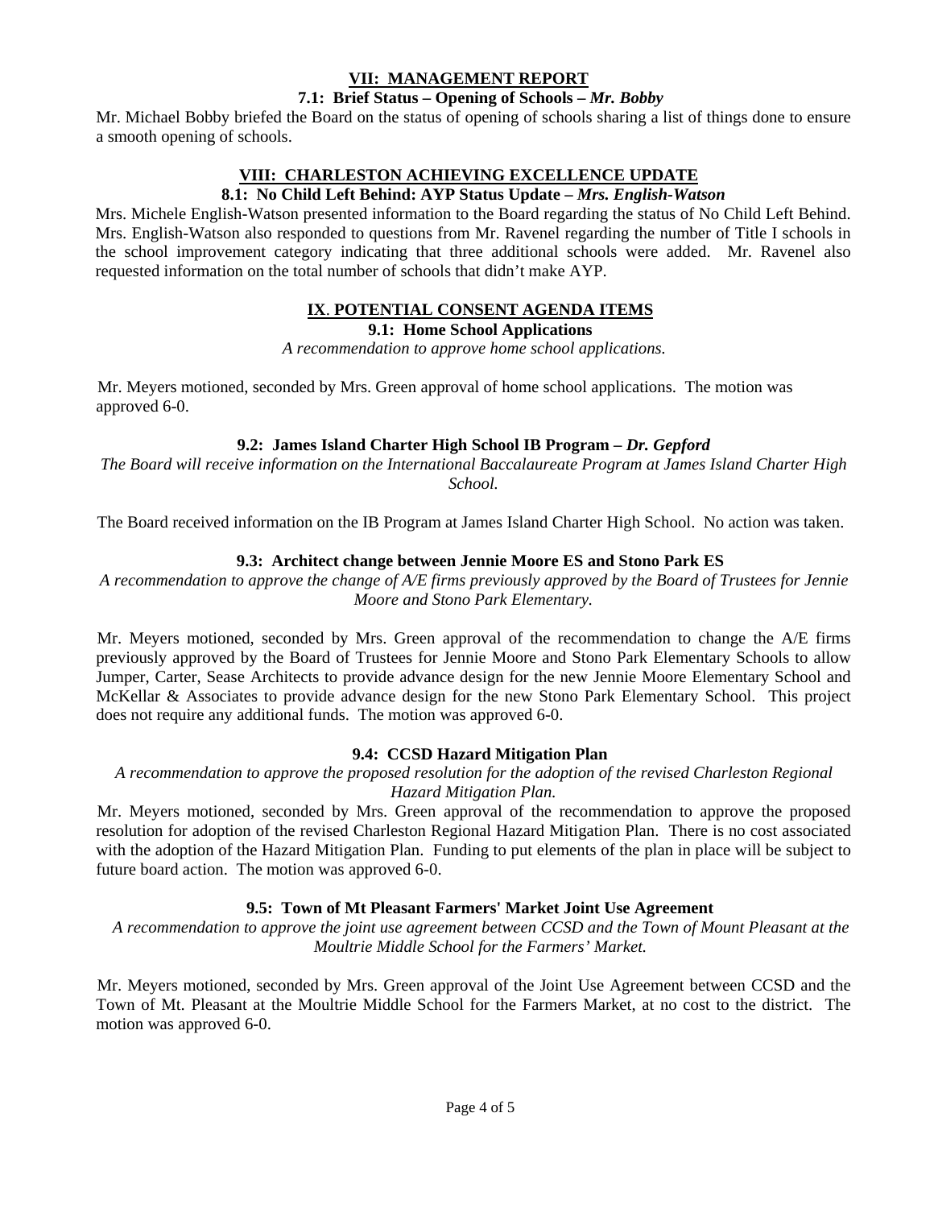## VII: MANAGEMENT REPORT

### 7.1: Brief Status – Opening of Schools – *Mr. Bobby*

Mr. Michael Bobby briefed the Board on the status of opening of schools sharing a list of things done to ensure a smooth opening of schools.

## VIII: CHARLESTON ACHIEVING EXCELLENCE UPDATE

### 8.1: No Child Left Behind: AYP Status Update – *Mrs. English-Watson*

Mrs. Michele English-Watson presented information to the Board regarding the status of No Child Left Behind. Mrs. English-Watson also responded to questions from Mr. Ravenel regarding the number of Title I schools in the school improvement category indicating that three additional schools were added. Mr. Ravenel also requested information on the total number of schools that didn't make AYP.

## IX. POTENTIAL CONSENT AGENDA ITEMS

### 9.1: Home School Applications

*A recommendation to approve home school applications.*

Mr. Meyers motioned, seconded by Mrs. Green approval of home school applications. The motion was approved 6-0.

### 9.2: James Island Charter High School IB Program – *Dr. Gepford*

*The Board will receive information on the International Baccalaureate Program at James Island Charter High School.*

The Board received information on the IB Program at James Island Charter High School. No action was taken.

### 9.3: Architect change between Jennie Moore ES and Stono Park ES

*A recommendation to approve the change of A/E firms previously approved by the Board of Trustees for Jennie Moore and Stono Park Elementary.*

Mr. Meyers motioned, seconded by Mrs. Green approval of the recommendation to change the A/E firms previously approved by the Board of Trustees for Jennie Moore and Stono Park Elementary Schools to allow Jumper, Carter, Sease Architects to provide advance design for the new Jennie Moore Elementary School and McKellar & Associates to provide advance design for the new Stono Park Elementary School. This project does not require any additional funds. The motion was approved 6-0.

### 9.4: CCSD Hazard Mitigation Plan

*A recommendation to approve the proposed resolution for the adoption of the revised Charleston Regional Hazard Mitigation Plan.*

Mr. Meyers motioned, seconded by Mrs. Green approval of the recommendation to approve the proposed resolution for adoption of the revised Charleston Regional Hazard Mitigation Plan. There is no cost associated with the adoption of the Hazard Mitigation Plan. Funding to put elements of the plan in place will be subject to future board action. The motion was approved 6-0.

### 9.5: Town of Mt Pleasant Farmers' Market Joint Use Agreement

*A recommendation to approve the joint use agreement between CCSD and the Town of Mount Pleasant at the Moultrie Middle School for the Farmers' Market.*

Mr. Meyers motioned, seconded by Mrs. Green approval of the Joint Use Agreement between CCSD and the Town of Mt. Pleasant at the Moultrie Middle School for the Farmers Market, at no cost to the district. The motion was approved 6-0.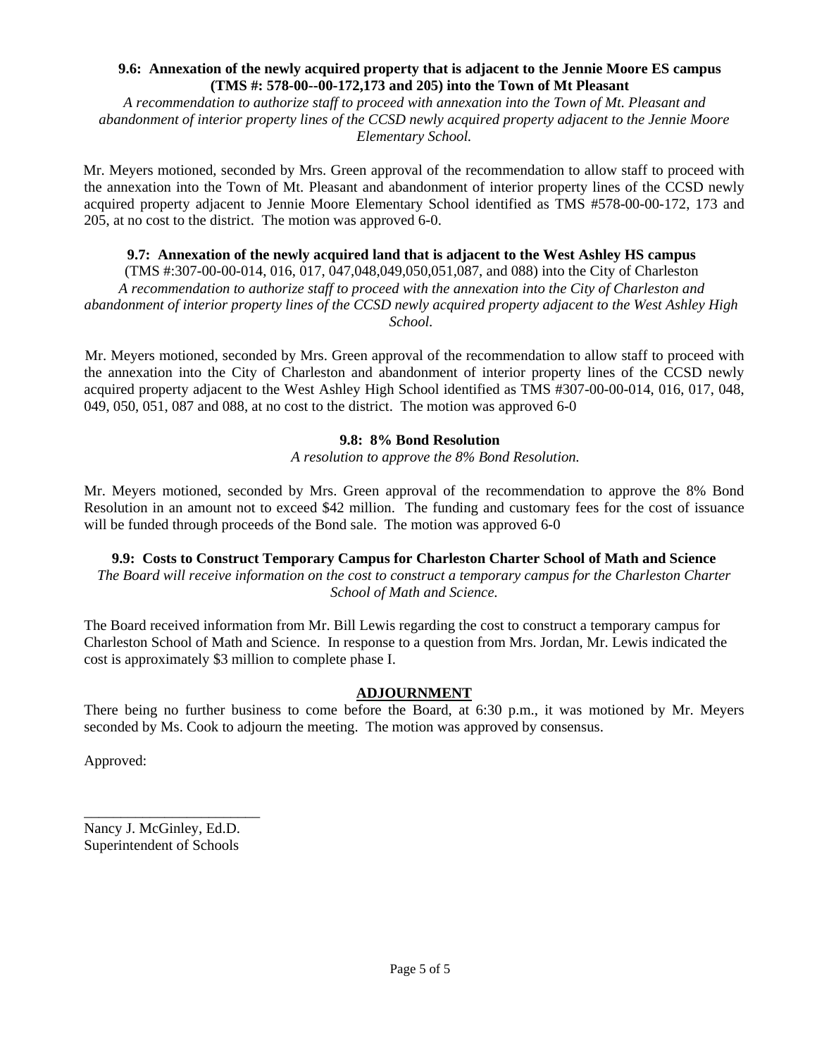**9.6: Annexation of the newly acquired property that is adjacent to the Jennie Moore ES campus (TMS #: 578-00--00-172,173 and 205) into the Town of Mt Pleasant**

*A recommendation to authorize staff to proceed with annexation into the Town of Mt. Pleasant and abandonment of interior property lines of the CCSD newly acquired property adjacent to the Jennie Moore Elementary School.*

Mr. Meyers motioned, seconded by Mrs. Green approval of the recommendation to allow staff to proceed with the annexation into the Town of Mt. Pleasant and abandonment of interior property lines of the CCSD newly acquired property adjacent to Jennie Moore Elementary School identified as TMS #578-00-00-172, 173 and 205, at no cost to the district. The motion was approved 6-0.

**9.7: Annexation of the newly acquired land that is adjacent to the West Ashley HS campus** (TMS #:307-00-00-014, 016, 017, 047,048,049,050,051,087, and 088) into the City of Charleston

*A recommendation to authorize staff to proceed with the annexation into the City of Charleston and abandonment of interior property lines of the CCSD newly acquired property adjacent to the West Ashley High School.*

Mr. Meyers motioned, seconded by Mrs. Green approval of the recommendation to allow staff to proceed with the annexation into the City of Charleston and abandonment of interior property lines of the CCSD newly acquired property adjacent to the West Ashley High School identified as TMS #307-00-00-014, 016, 017, 048, 049, 050, 051, 087 and 088, at no cost to the district. The motion was approved 6-0

**9.8: 8% Bond Resolution**

*A resolution to approve the 8% Bond Resolution.*

Mr. Meyers motioned, seconded by Mrs. Green approval of the recommendation to approve the 8% Bond Resolution in an amount not to exceed $42 million. The funding and customary fees for the cost of issuance will be funded through proceeds of the Bond sale. The motion was approved 6-0

**9.9: Costs to Construct Temporary Campus for Charleston Charter School of Math and Science**

*The Board will receive information on the cost to construct a temporary campus for the Charleston Charter School of Math and Science.*

The Board received information from Mr. Bill Lewis regarding the cost to construct a temporary campus for Charleston School of Math and Science. In response to a question from Mrs. Jordan, Mr. Lewis indicated the cost is approximately $3 million to complete phase I.

## ADJOURNMENT

There being no further business to come before the Board, at 6:30 p.m., it was motioned by Mr. Meyers seconded by Ms. Cook to adjourn the meeting. The motion was approved by consensus.

Approved:

________________________

Nancy J. McGinley, Ed.D.
Superintendent of Schools